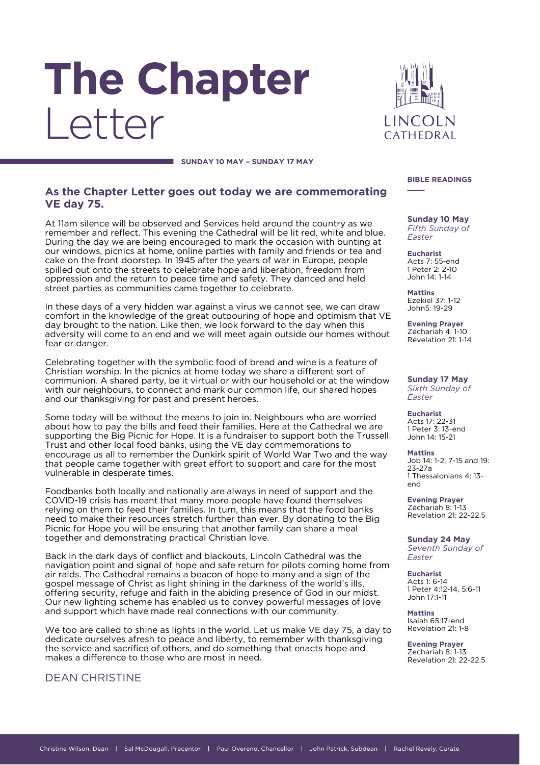# The Chapter Letter

LINCOLN CATHEDRAL

**SUNDAY 10 MAY – SUNDAY 17 MAY**

## As the Chapter Letter goes out today we are commemorating VE day 75.

At 11am silence will be observed and Services held around the country as we remember and reflect. This evening the Cathedral will be lit red, white and blue. During the day we are being encouraged to mark the occasion with bunting at our windows, picnics at home, online parties with family and friends or tea and cake on the front doorstep. In 1945 after the years of war in Europe, people spilled out onto the streets to celebrate hope and liberation, freedom from oppression and the return to peace time and safety. They danced and held street parties as communities came together to celebrate.

In these days of a very hidden war against a virus we cannot see, we can draw comfort in the knowledge of the great outpouring of hope and optimism that VE day brought to the nation. Like then, we look forward to the day when this adversity will come to an end and we will meet again outside our homes without fear or danger.

Celebrating together with the symbolic food of bread and wine is a feature of Christian worship. In the picnics at home today we share a different sort of communion. A shared party, be it virtual or with our household or at the window with our neighbours, to connect and mark our common life, our shared hopes and our thanksgiving for past and present heroes.

Some today will be without the means to join in. Neighbours who are worried about how to pay the bills and feed their families. Here at the Cathedral we are supporting the Big Picnic for Hope. It is a fundraiser to support both the Trussell Trust and other local food banks, using the VE day commemorations to encourage us all to remember the Dunkirk spirit of World War Two and the way that people came together with great effort to support and care for the most vulnerable in desperate times.

Foodbanks both locally and nationally are always in need of support and the COVID-19 crisis has meant that many more people have found themselves relying on them to feed their families. In turn, this means that the food banks need to make their resources stretch further than ever. By donating to the Big Picnic for Hope you will be ensuring that another family can share a meal together and demonstrating practical Christian love.

Back in the dark days of conflict and blackouts, Lincoln Cathedral was the navigation point and signal of hope and safe return for pilots coming home from air raids. The Cathedral remains a beacon of hope to many and a sign of the gospel message of Christ as light shining in the darkness of the world's ills, offering security, refuge and faith in the abiding presence of God in our midst. Our new lighting scheme has enabled us to convey powerful messages of love and support which have made real connections with our community.

We too are called to shine as lights in the world. Let us make VE day 75, a day to dedicate ourselves afresh to peace and liberty, to remember with thanksgiving the service and sacrifice of others, and do something that enacts hope and makes a difference to those who are most in need.

DEAN CHRISTINE

## BIBLE READINGS

**Sunday 10 May**
*Fifth Sunday of Easter*

**Eucharist**
Acts 7: 55-end
1 Peter 2: 2-10
John 14: 1-14

**Mattins**
Ezekiel 37: 1-12
John5: 19-29

**Evening Prayer**
Zechariah 4: 1-10
Revelation 21: 1-14

**Sunday 17 May**
*Sixth Sunday of Easter*

**Eucharist**
Acts 17: 22-31
1 Peter 3: 13-end
John 14: 15-21

**Mattins**
Job 14: 1-2, 7-15 and 19: 23-27a
1 Thessalonians 4: 13-end

**Evening Prayer**
Zecheriah 8: 1-13
Revelation 21: 22-22.5

**Sunday 24 May**
*Seventh Sunday of Easter*

**Eucharist**
Acts 1: 6-14
1 Peter 4:12-14, 5:6-11
John 17:1-11

**Mattins**
Isaiah 65:17-end
Revelation 21: 1-8

**Evening Prayer**
Zecheriah 8: 1-13
Revelation 21: 22-22.5

Christine Wilson, Dean | Sal McDougall, Precentor | Paul Overend, Chancellor | John Patrick, Subdean | Rachel Revely, Curate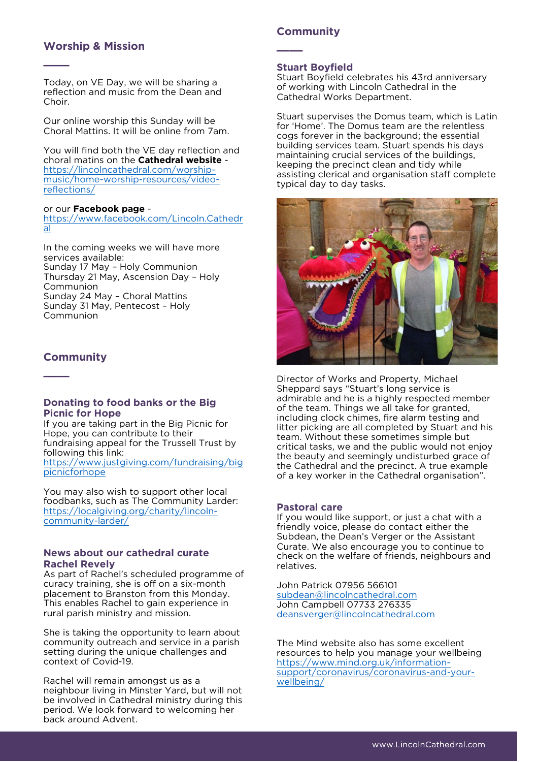## Worship & Mission

Today, on VE Day, we will be sharing a reflection and music from the Dean and Choir.

Our online worship this Sunday will be Choral Mattins. It will be online from 7am.

You will find both the VE day reflection and choral matins on the **Cathedral website** - https://lincolncathedral.com/worship-music/home-worship-resources/video-reflections/

or our **Facebook page** - https://www.facebook.com/Lincoln.Cathedral

In the coming weeks we will have more services available:
Sunday 17 May – Holy Communion
Thursday 21 May, Ascension Day – Holy Communion
Sunday 24 May – Choral Mattins
Sunday 31 May, Pentecost – Holy Communion

## Community

### Donating to food banks or the Big Picnic for Hope

If you are taking part in the Big Picnic for Hope, you can contribute to their fundraising appeal for the Trussell Trust by following this link: https://www.justgiving.com/fundraising/bigpicnicforhope

You may also wish to support other local foodbanks, such as The Community Larder: https://localgiving.org/charity/lincoln-community-larder/

### News about our cathedral curate Rachel Revely

As part of Rachel's scheduled programme of curacy training, she is off on a six-month placement to Branston from this Monday. This enables Rachel to gain experience in rural parish ministry and mission.

She is taking the opportunity to learn about community outreach and service in a parish setting during the unique challenges and context of Covid-19.

Rachel will remain amongst us as a neighbour living in Minster Yard, but will not be involved in Cathedral ministry during this period. We look forward to welcoming her back around Advent.

## Community

### Stuart Boyfield

Stuart Boyfield celebrates his 43rd anniversary of working with Lincoln Cathedral in the Cathedral Works Department.

Stuart supervises the Domus team, which is Latin for 'Home'. The Domus team are the relentless cogs forever in the background; the essential building services team. Stuart spends his days maintaining crucial services of the buildings, keeping the precinct clean and tidy while assisting clerical and organisation staff complete typical day to day tasks.

Director of Works and Property, Michael Sheppard says "Stuart's long service is admirable and he is a highly respected member of the team. Things we all take for granted, including clock chimes, fire alarm testing and litter picking are all completed by Stuart and his team. Without these sometimes simple but critical tasks, we and the public would not enjoy the beauty and seemingly undisturbed grace of the Cathedral and the precinct. A true example of a key worker in the Cathedral organisation".

### Pastoral care

If you would like support, or just a chat with a friendly voice, please do contact either the Subdean, the Dean's Verger or the Assistant Curate. We also encourage you to continue to check on the welfare of friends, neighbours and relatives.

John Patrick 07956 566101
subdean@lincolncathedral.com
John Campbell 07733 276335
deansverger@lincolncathedral.com

The Mind website also has some excellent resources to help you manage your wellbeing https://www.mind.org.uk/information-support/coronavirus/coronavirus-and-your-wellbeing/